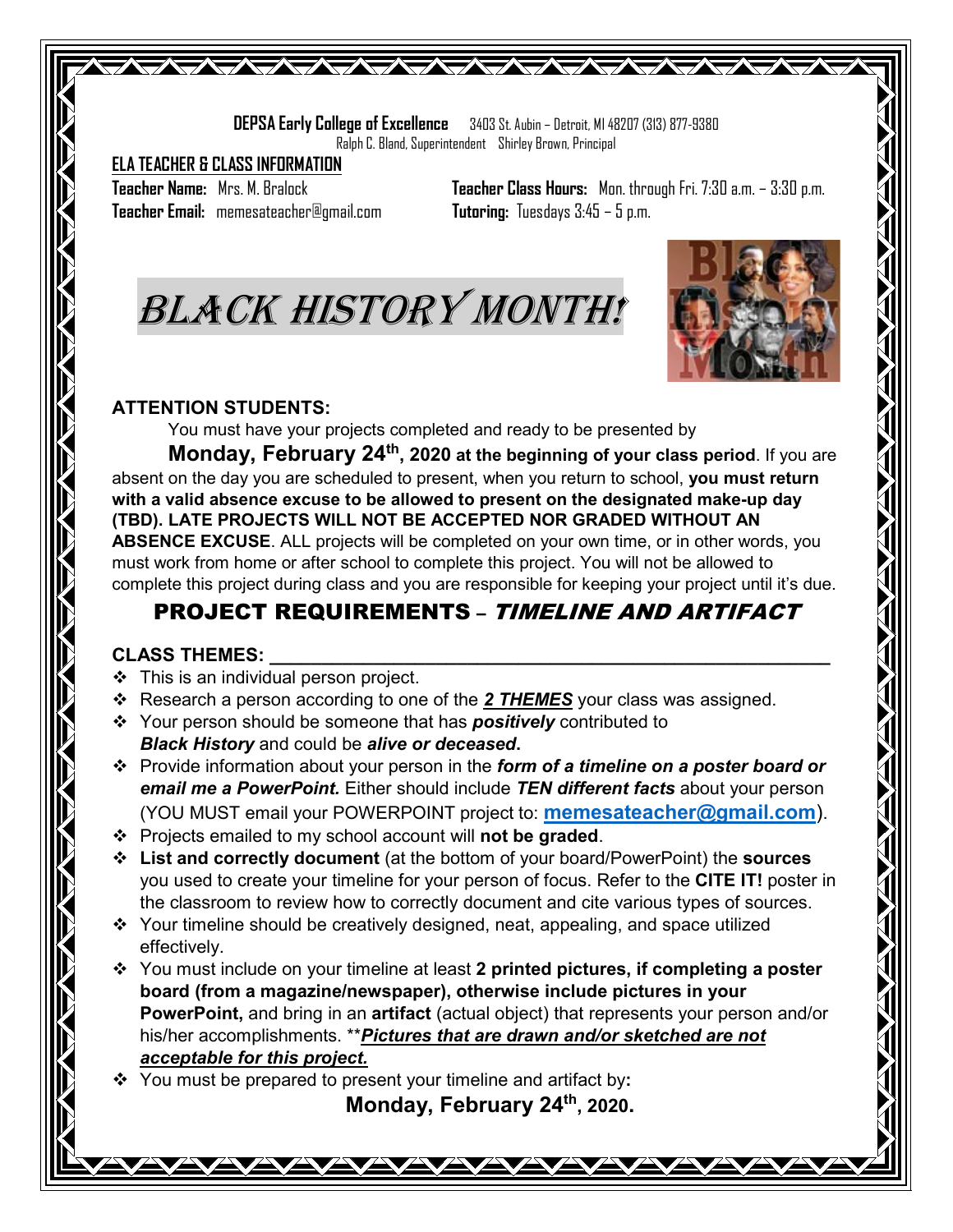**DEPSA Early College of Excellence** 3403 St. Aubin – Detroit, MI 48207 (313) 877-9380
Ralph C. Bland, Superintendent Shirley Brown, Principal

**ELA TEACHER & CLASS INFORMATION**

**Teacher Name:** Mrs. M. Bralock
**Teacher Email:** memesateacher@gmail.com
**Teacher Class Hours:** Mon. through Fri. 7:30 a.m. – 3:30 p.m.
**Tutoring:** Tuesdays 3:45 – 5 p.m.

# BLACK HISTORY MONTH!

**ATTENTION STUDENTS:**

You must have your projects completed and ready to be presented by

**Monday, February 24th, 2020 at the beginning of your class period**. If you are absent on the day you are scheduled to present, when you return to school, **you must return with a valid absence excuse to be allowed to present on the designated make-up day (TBD). LATE PROJECTS WILL NOT BE ACCEPTED NOR GRADED WITHOUT AN ABSENCE EXCUSE**. ALL projects will be completed on your own time, or in other words, you must work from home or after school to complete this project. You will not be allowed to complete this project during class and you are responsible for keeping your project until it's due.

## PROJECT REQUIREMENTS – *TIMELINE AND ARTIFACT*

**CLASS THEMES: ______________________________________________**

- This is an individual person project.
- Research a person according to one of the ***2 THEMES*** your class was assigned.
- Your person should be someone that has ***positively*** contributed to ***Black History*** and could be ***alive or deceased***.
- Provide information about your person in the ***form of a timeline on a poster board or email me a PowerPoint.*** Either should include ***TEN different facts*** about your person (YOU MUST email your POWERPOINT project to: **memesateacher@gmail.com**).
- Projects emailed to my school account will **not be graded**.
- **List and correctly document** (at the bottom of your board/PowerPoint) the **sources** you used to create your timeline for your person of focus. Refer to the **CITE IT!** poster in the classroom to review how to correctly document and cite various types of sources.
- Your timeline should be creatively designed, neat, appealing, and space utilized effectively.
- You must include on your timeline at least **2 printed pictures, if completing a poster board (from a magazine/newspaper), otherwise include pictures in your PowerPoint,** and bring in an **artifact** (actual object) that represents your person and/or his/her accomplishments. ***Pictures that are drawn and/or sketched are not acceptable for this project.***
- You must be prepared to present your timeline and artifact by**:**

**Monday, February 24th, 2020.**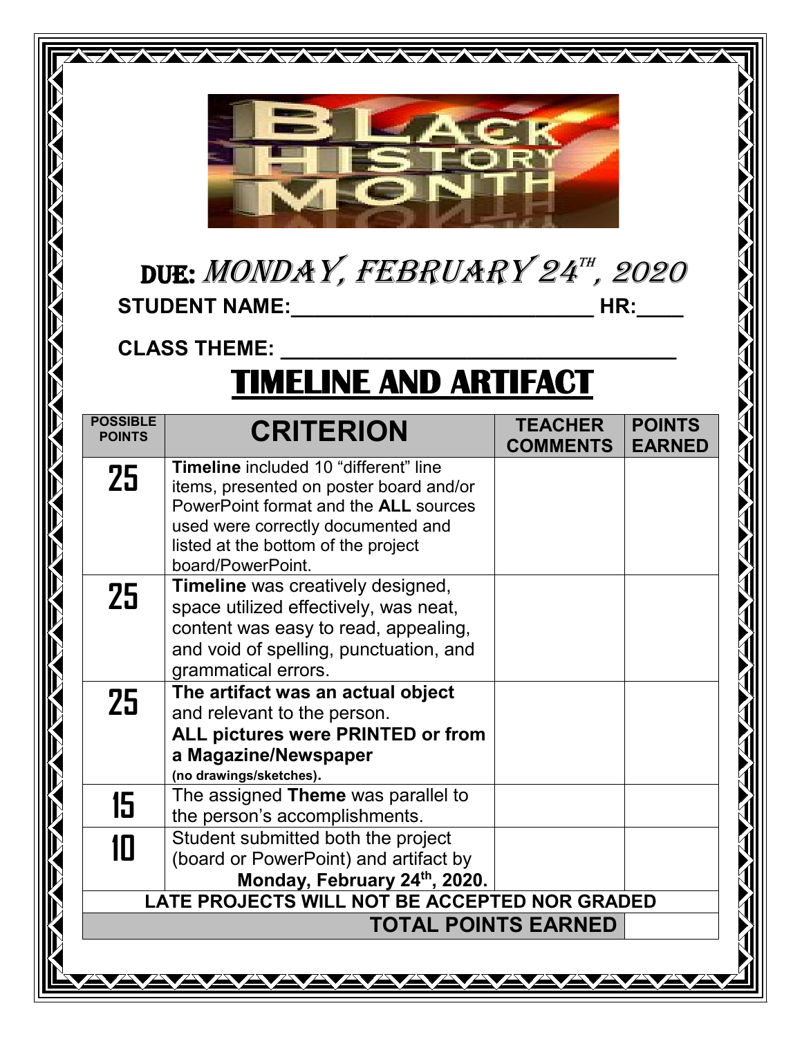**DUE:** *MONDAY, FEBRUARY 24TH, 2020*

**STUDENT NAME:_________________________ HR:____**

**CLASS THEME: _________________________________**

# TIMELINE AND ARTIFACT

| POSSIBLE POINTS | CRITERION | TEACHER COMMENTS | POINTS EARNED |
|---|---|---|---|
| **25** | **Timeline** included 10 "different" line items, presented on poster board and/or PowerPoint format and the **ALL** sources used were correctly documented and listed at the bottom of the project board/PowerPoint. | | |
| **25** | **Timeline** was creatively designed, space utilized effectively, was neat, content was easy to read, appealing, and void of spelling, punctuation, and grammatical errors. | | |
| **25** | **The artifact was an actual object** and relevant to the person. **ALL pictures were PRINTED or from a Magazine/Newspaper (no drawings/sketches).** | | |
| **15** | The assigned **Theme** was parallel to the person's accomplishments. | | |
| **10** | Student submitted both the project (board or PowerPoint) and artifact by **Monday, February 24th, 2020.** | | |
| **LATE PROJECTS WILL NOT BE ACCEPTED NOR GRADED** | | | |
| | | **TOTAL POINTS EARNED** | |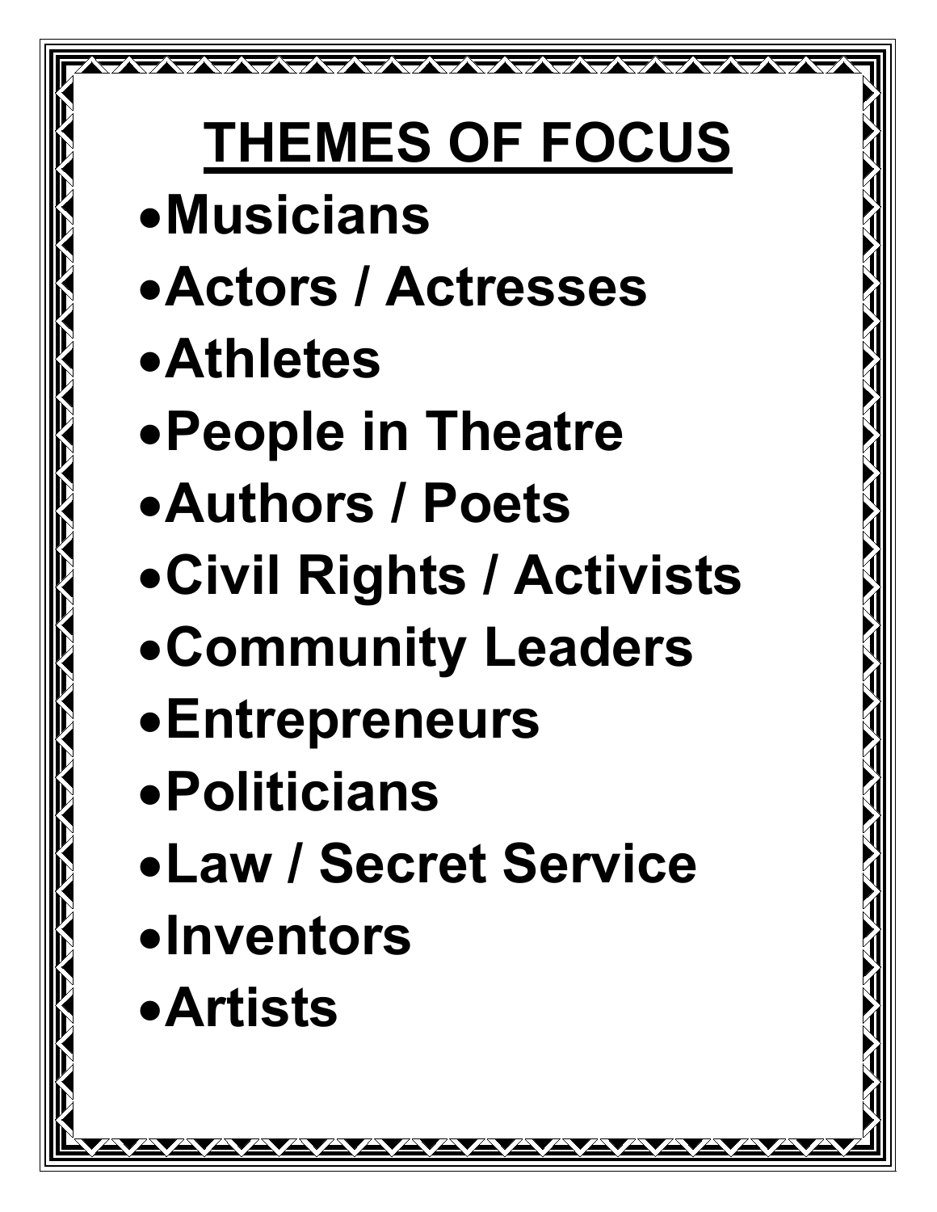# THEMES OF FOCUS

- Musicians
- Actors / Actresses
- Athletes
- People in Theatre
- Authors / Poets
- Civil Rights / Activists
- Community Leaders
- Entrepreneurs
- Politicians
- Law / Secret Service
- Inventors
- Artists